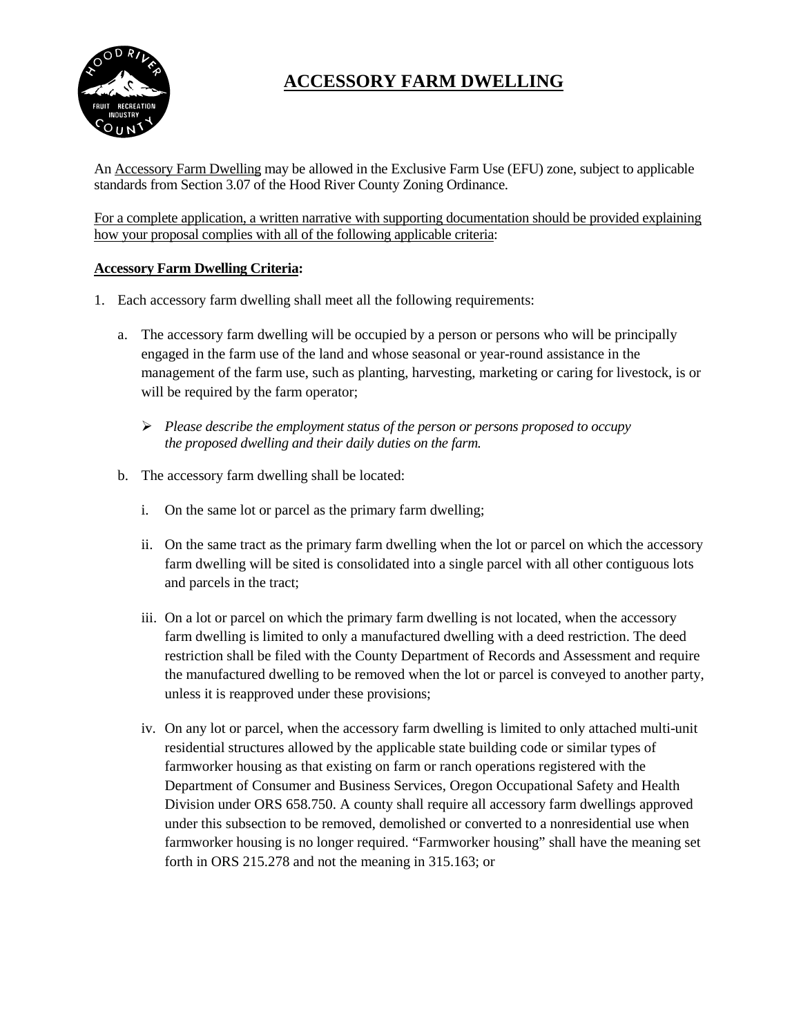# ACCESSORY FARM DWELLING

An Accessory Farm Dwelling may be allowed in the Exclusive Farm Use (EFU) zone, subject to applicable standards from Section 3.07 of the Hood River County Zoning Ordinance.

For a complete application, a written narrative with supporting documentation should be provided explaining how your proposal complies with all of the following applicable criteria:

**Accessory Farm Dwelling Criteria:**

1. Each accessory farm dwelling shall meet all the following requirements:

   a. The accessory farm dwelling will be occupied by a person or persons who will be principally engaged in the farm use of the land and whose seasonal or year-round assistance in the management of the farm use, such as planting, harvesting, marketing or caring for livestock, is or will be required by the farm operator;

      - *Please describe the employment status of the person or persons proposed to occupy the proposed dwelling and their daily duties on the farm.*

   b. The accessory farm dwelling shall be located:

      i. On the same lot or parcel as the primary farm dwelling;

      ii. On the same tract as the primary farm dwelling when the lot or parcel on which the accessory farm dwelling will be sited is consolidated into a single parcel with all other contiguous lots and parcels in the tract;

      iii. On a lot or parcel on which the primary farm dwelling is not located, when the accessory farm dwelling is limited to only a manufactured dwelling with a deed restriction. The deed restriction shall be filed with the County Department of Records and Assessment and require the manufactured dwelling to be removed when the lot or parcel is conveyed to another party, unless it is reapproved under these provisions;

      iv. On any lot or parcel, when the accessory farm dwelling is limited to only attached multi-unit residential structures allowed by the applicable state building code or similar types of farmworker housing as that existing on farm or ranch operations registered with the Department of Consumer and Business Services, Oregon Occupational Safety and Health Division under ORS 658.750. A county shall require all accessory farm dwellings approved under this subsection to be removed, demolished or converted to a nonresidential use when farmworker housing is no longer required. "Farmworker housing" shall have the meaning set forth in ORS 215.278 and not the meaning in 315.163; or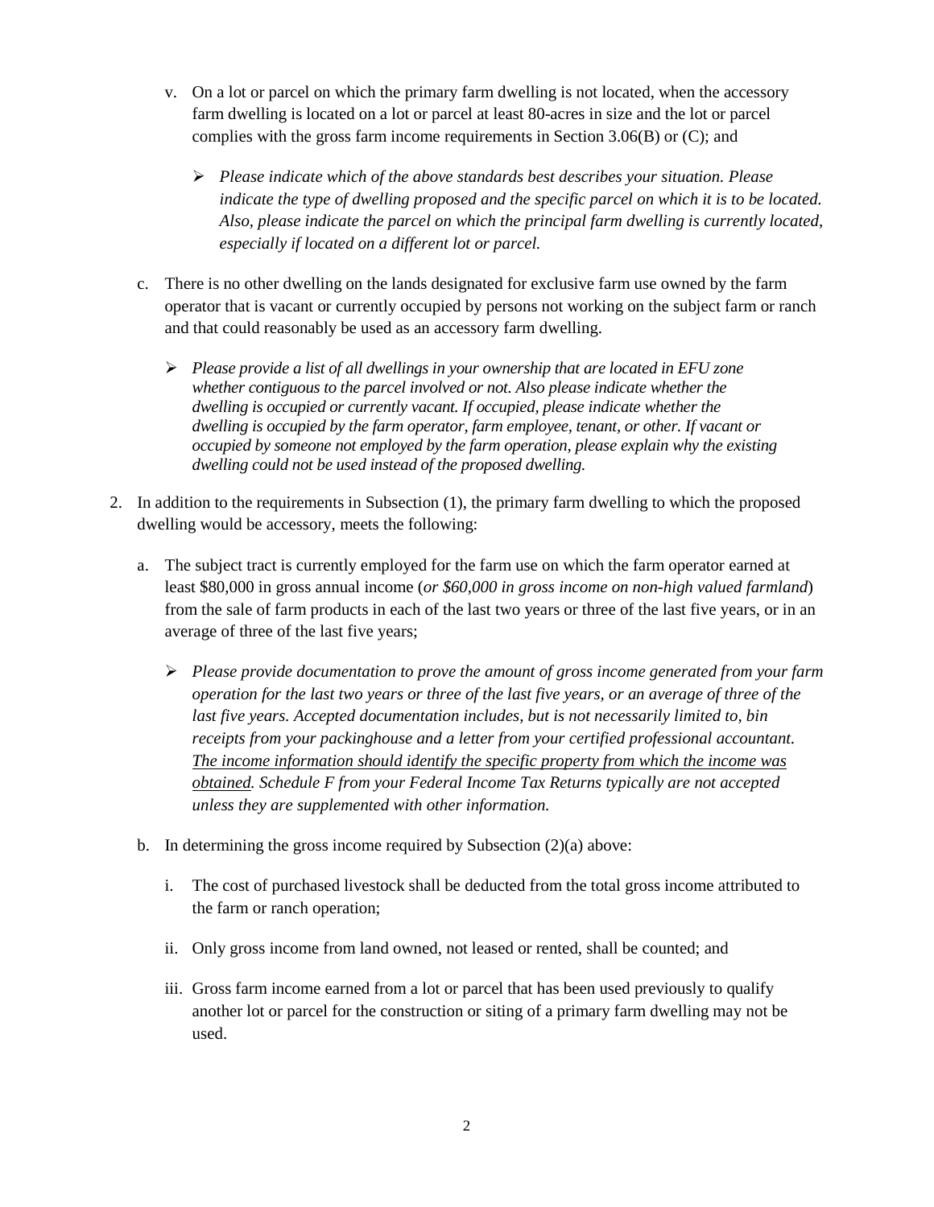v. On a lot or parcel on which the primary farm dwelling is not located, when the accessory farm dwelling is located on a lot or parcel at least 80-acres in size and the lot or parcel complies with the gross farm income requirements in Section 3.06(B) or (C); and

   - *Please indicate which of the above standards best describes your situation. Please indicate the type of dwelling proposed and the specific parcel on which it is to be located. Also, please indicate the parcel on which the principal farm dwelling is currently located, especially if located on a different lot or parcel.*

c. There is no other dwelling on the lands designated for exclusive farm use owned by the farm operator that is vacant or currently occupied by persons not working on the subject farm or ranch and that could reasonably be used as an accessory farm dwelling.

   - *Please provide a list of all dwellings in your ownership that are located in EFU zone whether contiguous to the parcel involved or not. Also please indicate whether the dwelling is occupied or currently vacant. If occupied, please indicate whether the dwelling is occupied by the farm operator, farm employee, tenant, or other. If vacant or occupied by someone not employed by the farm operation, please explain why the existing dwelling could not be used instead of the proposed dwelling.*

2. In addition to the requirements in Subsection (1), the primary farm dwelling to which the proposed dwelling would be accessory, meets the following:

   a. The subject tract is currently employed for the farm use on which the farm operator earned at least $80,000 in gross annual income (*or $60,000 in gross income on non-high valued farmland*) from the sale of farm products in each of the last two years or three of the last five years, or in an average of three of the last five years;

      - *Please provide documentation to prove the amount of gross income generated from your farm operation for the last two years or three of the last five years, or an average of three of the last five years. Accepted documentation includes, but is not necessarily limited to, bin receipts from your packinghouse and a letter from your certified professional accountant. <u>The income information should identify the specific property from which the income was obtained</u>. Schedule F from your Federal Income Tax Returns typically are not accepted unless they are supplemented with other information.*

   b. In determining the gross income required by Subsection (2)(a) above:

      i. The cost of purchased livestock shall be deducted from the total gross income attributed to the farm or ranch operation;

      ii. Only gross income from land owned, not leased or rented, shall be counted; and

      iii. Gross farm income earned from a lot or parcel that has been used previously to qualify another lot or parcel for the construction or siting of a primary farm dwelling may not be used.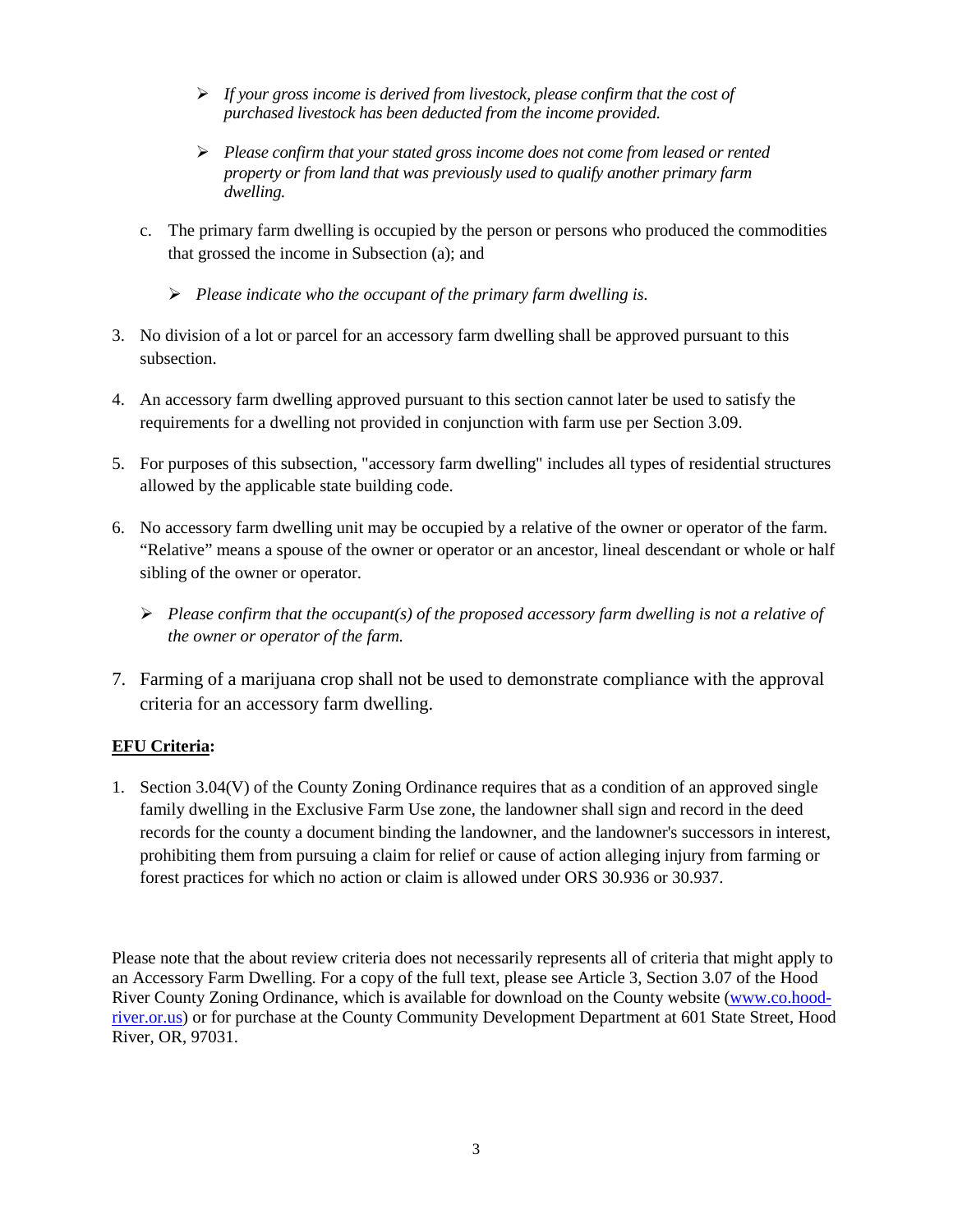- *If your gross income is derived from livestock, please confirm that the cost of purchased livestock has been deducted from the income provided.*

- *Please confirm that your stated gross income does not come from leased or rented property or from land that was previously used to qualify another primary farm dwelling.*

c. The primary farm dwelling is occupied by the person or persons who produced the commodities that grossed the income in Subsection (a); and

- *Please indicate who the occupant of the primary farm dwelling is.*

3. No division of a lot or parcel for an accessory farm dwelling shall be approved pursuant to this subsection.

4. An accessory farm dwelling approved pursuant to this section cannot later be used to satisfy the requirements for a dwelling not provided in conjunction with farm use per Section 3.09.

5. For purposes of this subsection, "accessory farm dwelling" includes all types of residential structures allowed by the applicable state building code.

6. No accessory farm dwelling unit may be occupied by a relative of the owner or operator of the farm. "Relative" means a spouse of the owner or operator or an ancestor, lineal descendant or whole or half sibling of the owner or operator.

   - *Please confirm that the occupant(s) of the proposed accessory farm dwelling is not a relative of the owner or operator of the farm.*

7. Farming of a marijuana crop shall not be used to demonstrate compliance with the approval criteria for an accessory farm dwelling.

**EFU Criteria:**

1. Section 3.04(V) of the County Zoning Ordinance requires that as a condition of an approved single family dwelling in the Exclusive Farm Use zone, the landowner shall sign and record in the deed records for the county a document binding the landowner, and the landowner's successors in interest, prohibiting them from pursuing a claim for relief or cause of action alleging injury from farming or forest practices for which no action or claim is allowed under ORS 30.936 or 30.937.

Please note that the about review criteria does not necessarily represents all of criteria that might apply to an Accessory Farm Dwelling. For a copy of the full text, please see Article 3, Section 3.07 of the Hood River County Zoning Ordinance, which is available for download on the County website (www.co.hood-river.or.us) or for purchase at the County Community Development Department at 601 State Street, Hood River, OR, 97031.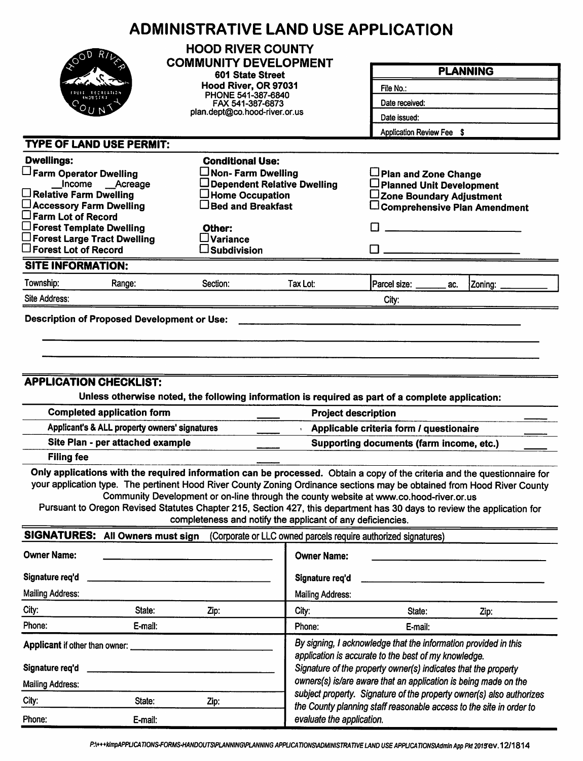# ADMINISTRATIVE LAND USE APPLICATION

**HOOD RIVER COUNTY**
**COMMUNITY DEVELOPMENT**
**601 State Street**
**Hood River, OR 97031**
PHONE 541-387-6840
FAX 541-387-6873
plan.dept@co.hood-river.or.us

| **PLANNING** |
|---|
| File No.: |
| Date received: |
| Date issued: |
| Application Review Fee $ |

## TYPE OF LAND USE PERMIT:

**Dwellings:**
- ☐ **Farm Operator Dwelling**
  - __Income __Acreage
- ☐ **Relative Farm Dwelling**
- ☐ **Accessory Farm Dwelling**
- ☐ **Farm Lot of Record**
- ☐ **Forest Template Dwelling**
- ☐ **Forest Large Tract Dwelling**
- ☐ **Forest Lot of Record**

**Conditional Use:**
- ☐ **Non- Farm Dwelling**
- ☐ **Dependent Relative Dwelling**
- ☐ **Home Occupation**
- ☐ **Bed and Breakfast**

**Other:**
- ☐ **Variance**
- ☐ **Subdivision**

- ☐ **Plan and Zone Change**
- ☐ **Planned Unit Development**
- ☐ **Zone Boundary Adjustment**
- ☐ **Comprehensive Plan Amendment**
- ☐ ____________________
- ☐ ____________________

## SITE INFORMATION:

| Township: | Range: | Section: | Tax Lot: | Parcel size: ______ ac. | Zoning: ________ |
|---|---|---|---|---|---|
| Site Address: | | | | City: | |

**Description of Proposed Development or Use:** ____________________________________________

______________________________________________________________________________

______________________________________________________________________________

## APPLICATION CHECKLIST:

**Unless otherwise noted, the following information is required as part of a complete application:**

| | | | |
|---|---|---|---|
| **Completed application form** | ____ | **Project description** | ____ |
| **Applicant's & ALL property owners' signatures** | ____ | **Applicable criteria form / questionaire** | ____ |
| **Site Plan - per attached example** | ____ | **Supporting documents (farm income, etc.)** | ____ |
| **Filing fee** | ____ | | |

**Only applications with the required information can be processed.** Obtain a copy of the criteria and the questionnaire for your application type. The pertinent Hood River County Zoning Ordinance sections may be obtained from Hood River County Community Development or on-line through the county website at www.co.hood-river.or.us

Pursuant to Oregon Revised Statutes Chapter 215, Section 427, this department has 30 days to review the application for completeness and notify the applicant of any deficiencies.

## SIGNATURES: All Owners must sign (Corporate or LLC owned parcels require authorized signatures)

| | | | | | |
|---|---|---|---|---|---|
| **Owner Name:** | | | **Owner Name:** | | |
| **Signature req'd** | | | **Signature req'd** | | |
| Mailing Address: | | | Mailing Address: | | |
| City: | State: | Zip: | City: | State: | Zip: |
| Phone: | E-mail: | | Phone: | E-mail: | |

| | | |
|---|---|---|
| **Applicant** if other than owner: | | |
| **Signature req'd** | | |
| Mailing Address: | | |
| City: | State: | Zip: |
| Phone: | E-mail: | |

*By signing, I acknowledge that the information provided in this application is accurate to the best of my knowledge. Signature of the property owner(s) indicates that the property owners(s) is/are aware that an application is being made on the subject property. Signature of the property owner(s) also authorizes the County planning staff reasonable access to the site in order to evaluate the application.*

P:\+++kimpAPPLICATIONS-FORMS-HANDOUTS\PLANNING\PLANNING APPLICATIONS\ADMINISTRATIVE LAND USE APPLICATIONS\Admin App Pkt 2015rev.12/1814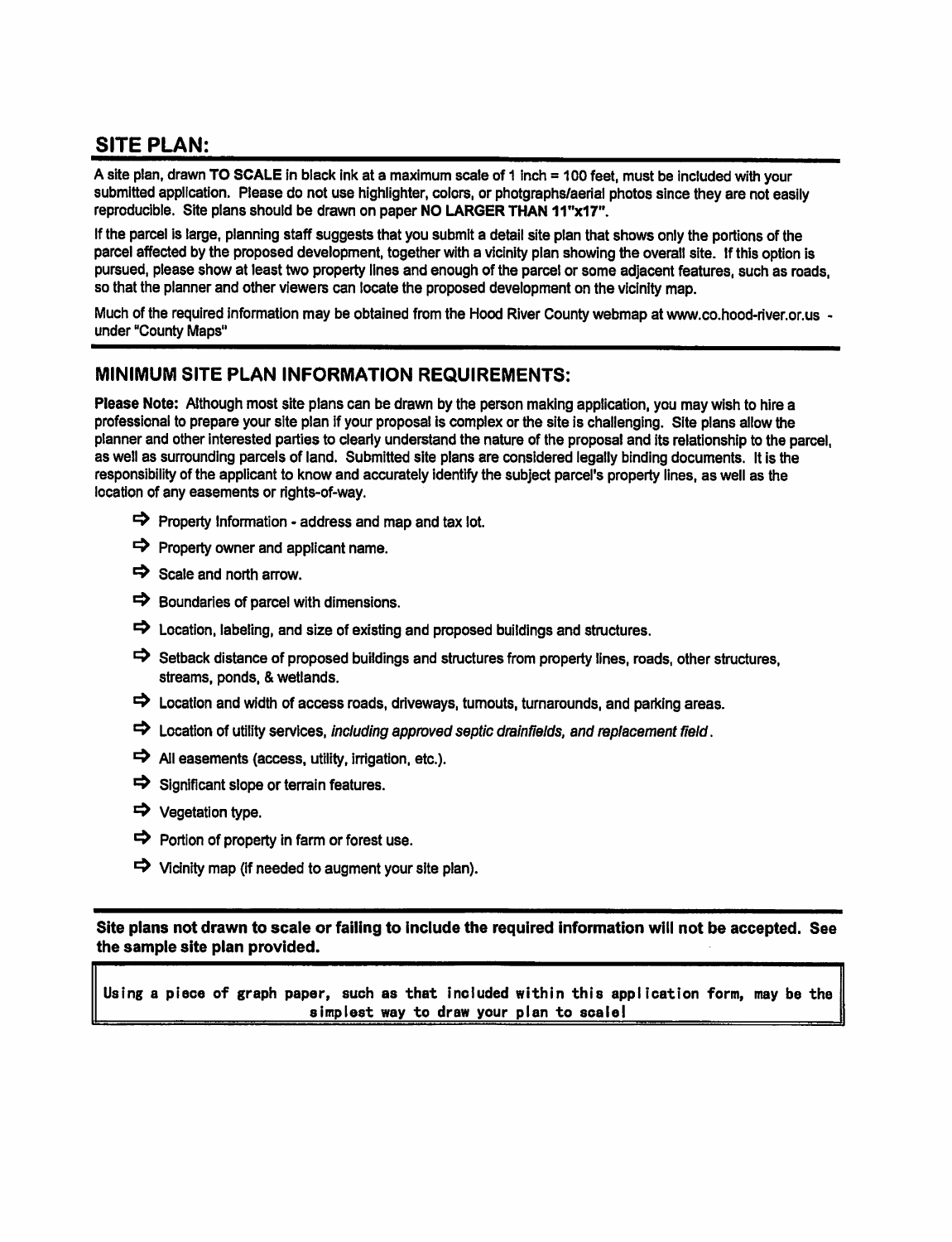## SITE PLAN:

A site plan, drawn **TO SCALE** in black ink at a maximum scale of 1 inch = 100 feet, must be included with your submitted application. Please do not use highlighter, colors, or photgraphs/aerial photos since they are not easily reproducible. Site plans should be drawn on paper **NO LARGER THAN 11"x17"**.

If the parcel is large, planning staff suggests that you submit a detail site plan that shows only the portions of the parcel affected by the proposed development, together with a vicinity plan showing the overall site. If this option is pursued, please show at least two property lines and enough of the parcel or some adjacent features, such as roads, so that the planner and other viewers can locate the proposed development on the vicinity map.

Much of the required information may be obtained from the Hood River County webmap at www.co.hood-river.or.us - under "County Maps"

## MINIMUM SITE PLAN INFORMATION REQUIREMENTS:

**Please Note:** Although most site plans can be drawn by the person making application, you may wish to hire a professional to prepare your site plan if your proposal is complex or the site is challenging. Site plans allow the planner and other interested parties to clearly understand the nature of the proposal and its relationship to the parcel, as well as surrounding parcels of land. Submitted site plans are considered legally binding documents. It is the responsibility of the applicant to know and accurately identify the subject parcel's property lines, as well as the location of any easements or rights-of-way.

- ➡ Property Information - address and map and tax lot.
- ➡ Property owner and applicant name.
- ➡ Scale and north arrow.
- ➡ Boundaries of parcel with dimensions.
- ➡ Location, labeling, and size of existing and proposed buildings and structures.
- ➡ Setback distance of proposed buildings and structures from property lines, roads, other structures, streams, ponds, & wetlands.
- ➡ Location and width of access roads, driveways, turnouts, turnarounds, and parking areas.
- ➡ Location of utility services, *including approved septic drainfields, and replacement field*.
- ➡ All easements (access, utility, irrigation, etc.).
- ➡ Significant slope or terrain features.
- ➡ Vegetation type.
- ➡ Portion of property in farm or forest use.
- ➡ Vicinity map (if needed to augment your site plan).

**Site plans not drawn to scale or failing to include the required information will not be accepted. See the sample site plan provided.**

Using a piece of graph paper, such as that included within this application form, may be the simplest way to draw your plan to scale!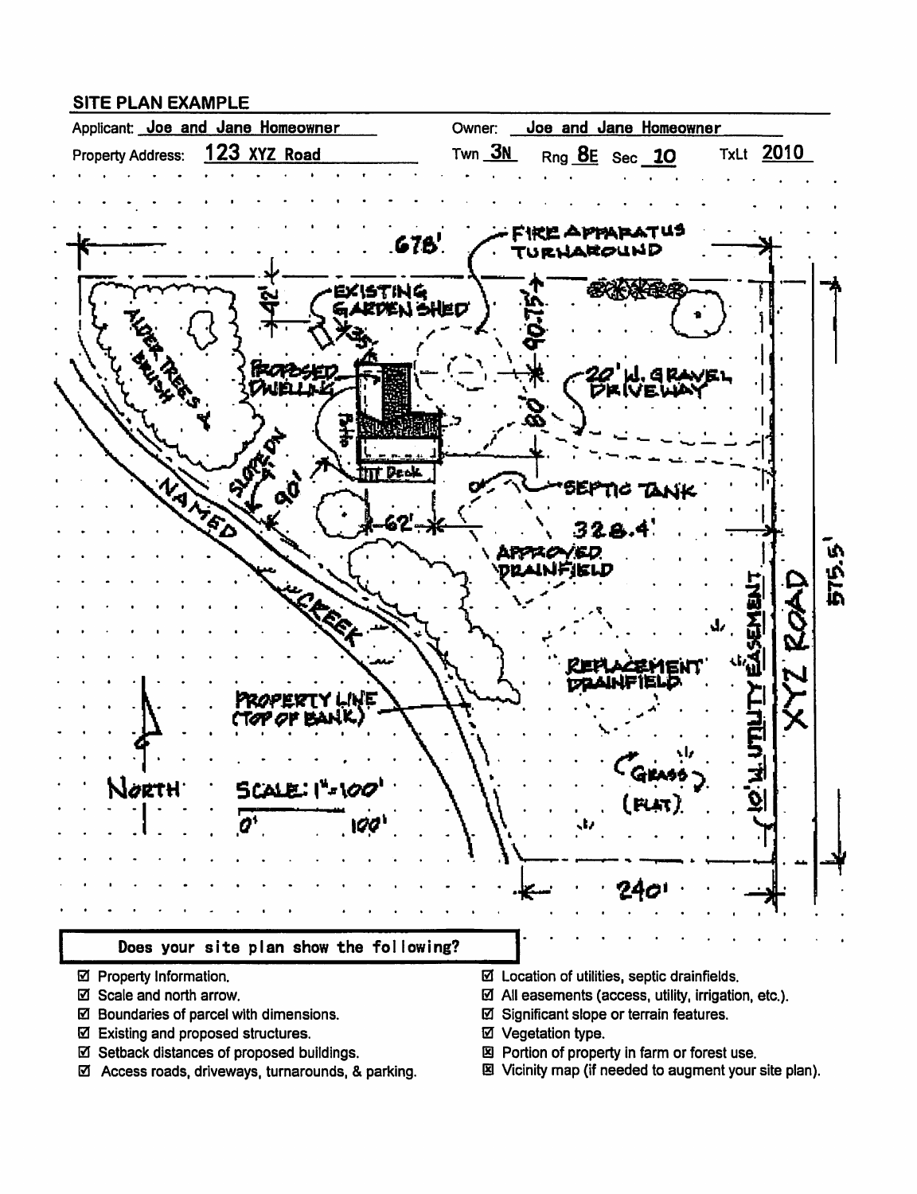## SITE PLAN EXAMPLE

Applicant: Joe and Jane Homeowner

Owner: Joe and Jane Homeowner

Property Address: 123 XYZ Road

Twn 3N Rng 8E Sec 10 TxLt 2010

678'

FIRE APPARATUS TURNAROUND

42'

EXISTING GARDEN SHED

35'

90.75'

PROPOSED DWELLING

20' W. GRAVEL DRIVEWAY

ALDER TREES & BRUSH

Patio

80'

Deck

SLOPE DN 4:1

90'

SEPTIC TANK

62'

328.4'

NAMED CREEK

APPROVED DRAINFIELD

575.5'

XYZ ROAD

10' W. UTILITY EASEMENT

REPLACEMENT DRAINFIELD

PROPERTY LINE (TOP OF BANK)

NORTH

SCALE: 1"=100'

0' 100'

(GRASS) (FLAT)

240'

**Does your site plan show the following?**

- ☑ Property Information.
- ☑ Scale and north arrow.
- ☑ Boundaries of parcel with dimensions.
- ☑ Existing and proposed structures.
- ☑ Setback distances of proposed buildings.
- ☑ Access roads, driveways, turnarounds, & parking.
- ☑ Location of utilities, septic drainfields.
- ☑ All easements (access, utility, irrigation, etc.).
- ☑ Significant slope or terrain features.
- ☑ Vegetation type.
- ☒ Portion of property in farm or forest use.
- ☒ Vicinity map (if needed to augment your site plan).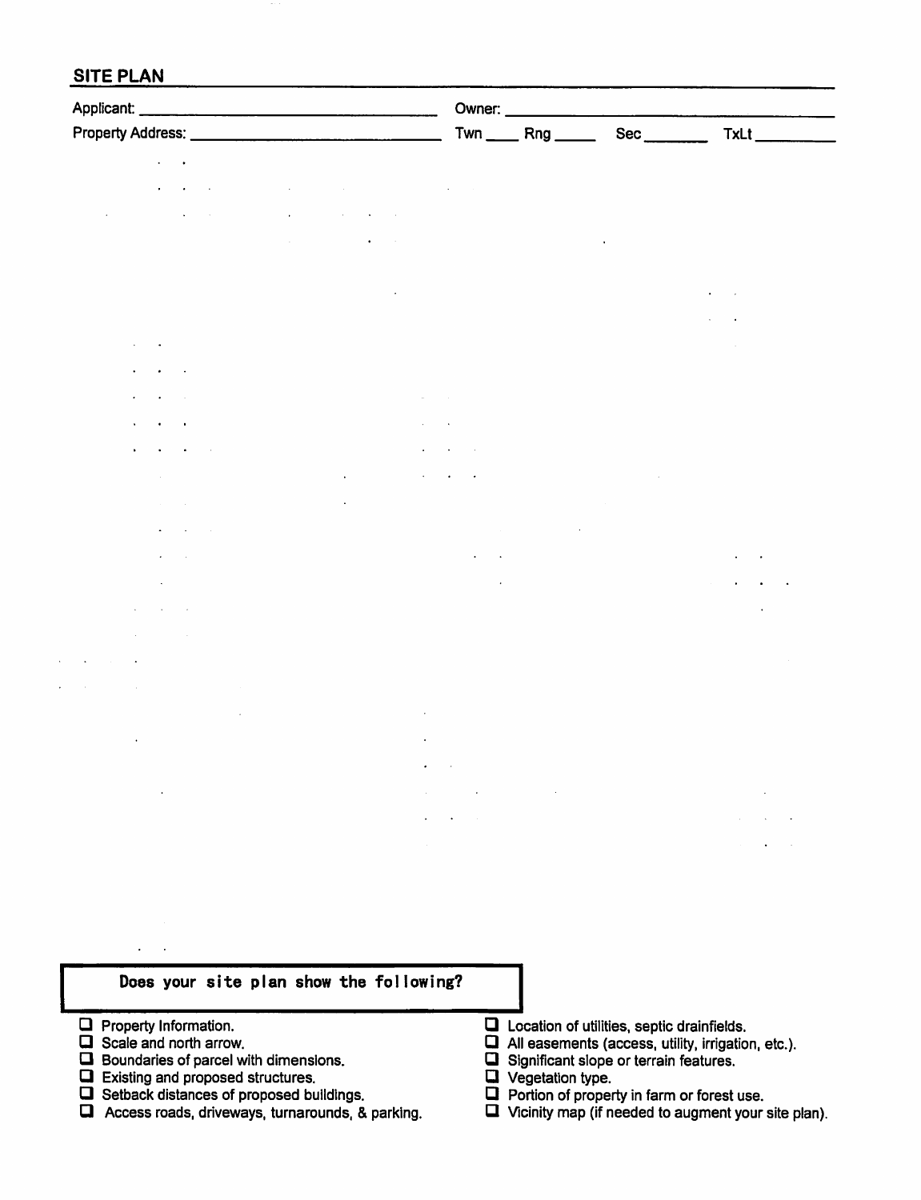## SITE PLAN

Applicant: ______________________________ Owner: ______________________________

Property Address: ______________________________ Twn ____ Rng _____ Sec _______ TxLt _________

**Does your site plan show the following?**

- ☐ Property Information.
- ☐ Scale and north arrow.
- ☐ Boundaries of parcel with dimensions.
- ☐ Existing and proposed structures.
- ☐ Setback distances of proposed buildings.
- ☐ Access roads, driveways, turnarounds, & parking.
- ☐ Location of utilities, septic drainfields.
- ☐ All easements (access, utility, irrigation, etc.).
- ☐ Significant slope or terrain features.
- ☐ Vegetation type.
- ☐ Portion of property in farm or forest use.
- ☐ Vicinity map (if needed to augment your site plan).